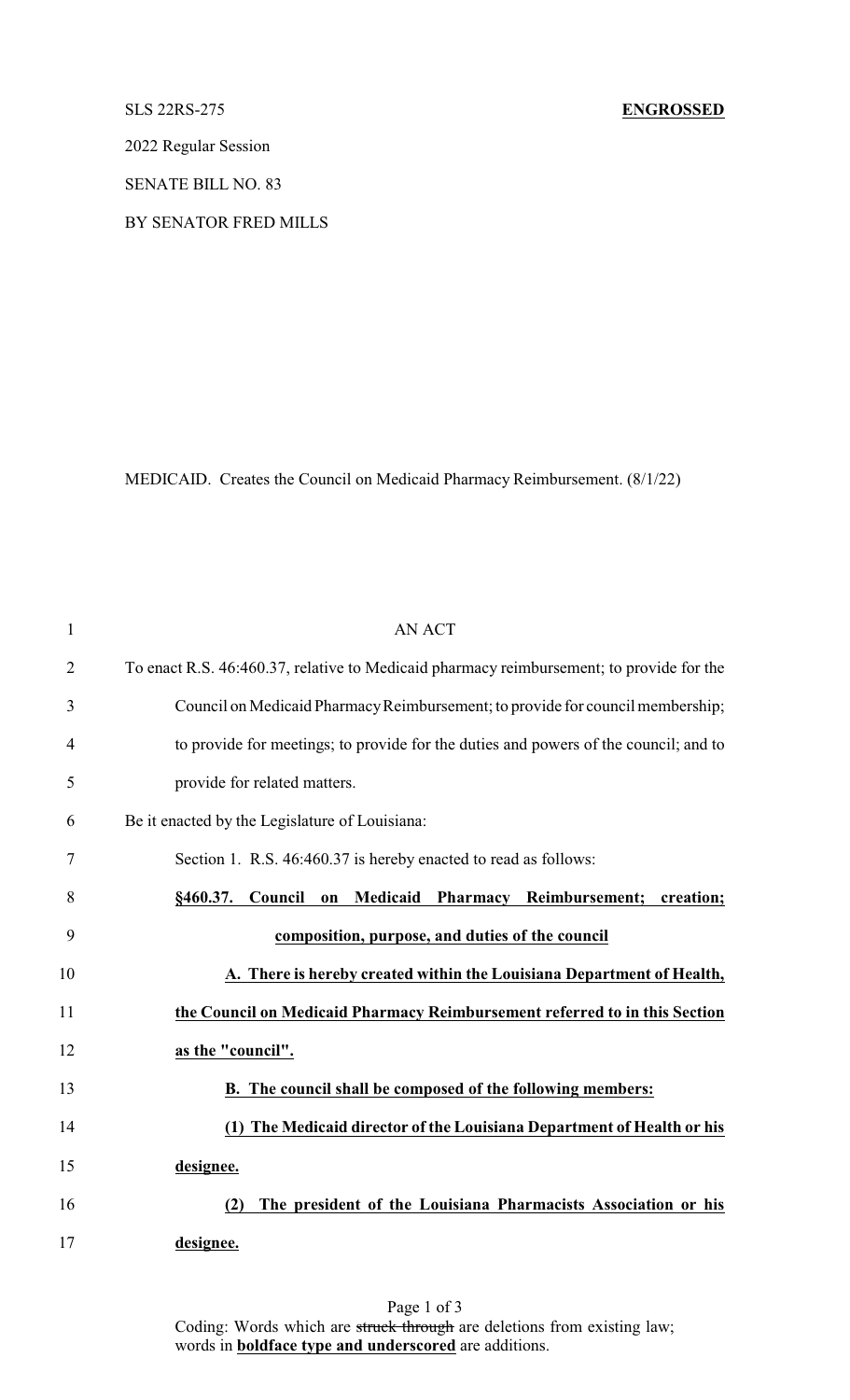SLS 22RS-275 **ENGROSSED**

2022 Regular Session

SENATE BILL NO. 83

BY SENATOR FRED MILLS

MEDICAID. Creates the Council on Medicaid Pharmacy Reimbursement. (8/1/22)

AN ACT

To enact R.S. 46:460.37, relative to Medicaid pharmacy reimbursement; to provide for the Council on Medicaid Pharmacy Reimbursement; to provide for council membership; to provide for meetings; to provide for the duties and powers of the council; and to provide for related matters.

Be it enacted by the Legislature of Louisiana:

Section 1. R.S. 46:460.37 is hereby enacted to read as follows:

**§460.37. Council on Medicaid Pharmacy Reimbursement; creation; composition, purpose, and duties of the council**

**A. There is hereby created within the Louisiana Department of Health, the Council on Medicaid Pharmacy Reimbursement referred to in this Section as the "council".**

**B. The council shall be composed of the following members:**

**(1) The Medicaid director of the Louisiana Department of Health or his designee.**

**(2) The president of the Louisiana Pharmacists Association or his designee.**

Coding: Words which are ~~struck through~~ are deletions from existing law; words in **boldface type and underscored** are additions.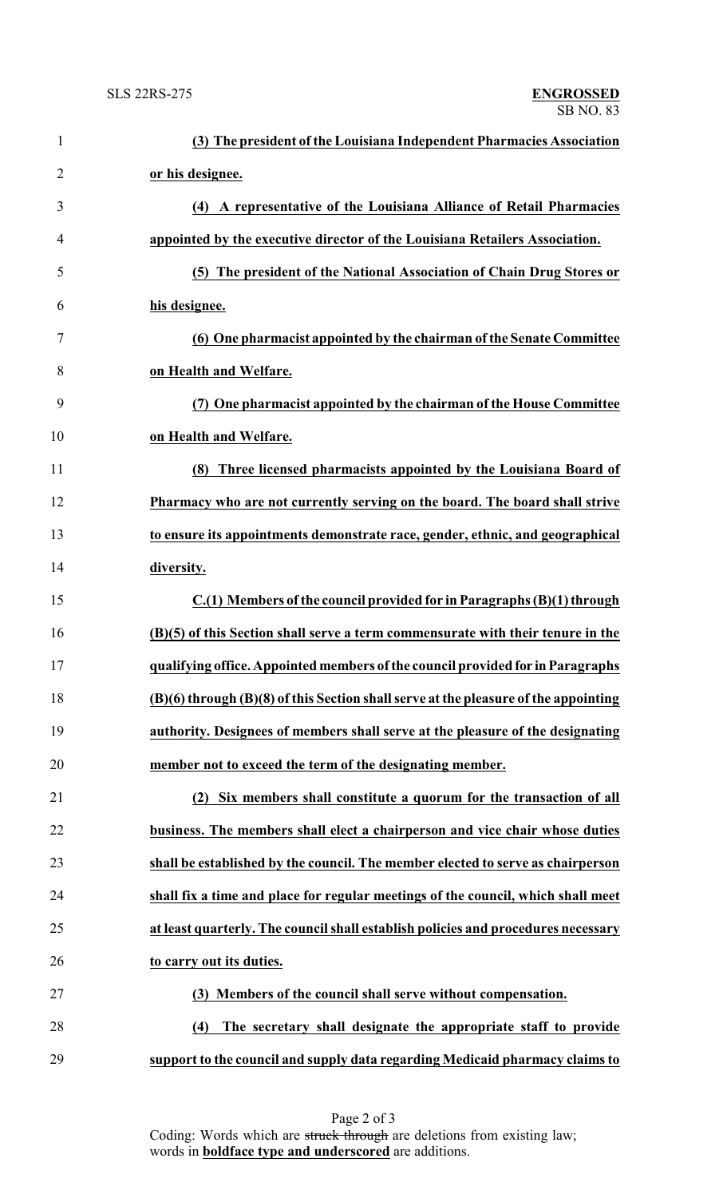**(3) The president of the Louisiana Independent Pharmacies Association or his designee.**

**(4) A representative of the Louisiana Alliance of Retail Pharmacies appointed by the executive director of the Louisiana Retailers Association.**

**(5) The president of the National Association of Chain Drug Stores or his designee.**

**(6) One pharmacist appointed by the chairman of the Senate Committee on Health and Welfare.**

**(7) One pharmacist appointed by the chairman of the House Committee on Health and Welfare.**

**(8) Three licensed pharmacists appointed by the Louisiana Board of Pharmacy who are not currently serving on the board. The board shall strive to ensure its appointments demonstrate race, gender, ethnic, and geographical diversity.**

**C.(1) Members of the council provided for in Paragraphs (B)(1) through (B)(5) of this Section shall serve a term commensurate with their tenure in the qualifying office. Appointed members of the council provided for in Paragraphs (B)(6) through (B)(8) of this Section shall serve at the pleasure of the appointing authority. Designees of members shall serve at the pleasure of the designating member not to exceed the term of the designating member.**

**(2) Six members shall constitute a quorum for the transaction of all business. The members shall elect a chairperson and vice chair whose duties shall be established by the council. The member elected to serve as chairperson shall fix a time and place for regular meetings of the council, which shall meet at least quarterly. The council shall establish policies and procedures necessary to carry out its duties.**

**(3) Members of the council shall serve without compensation.**

**(4) The secretary shall designate the appropriate staff to provide support to the council and supply data regarding Medicaid pharmacy claims to**

Coding: Words which are ~~struck through~~ are deletions from existing law; words in **boldface type and underscored** are additions.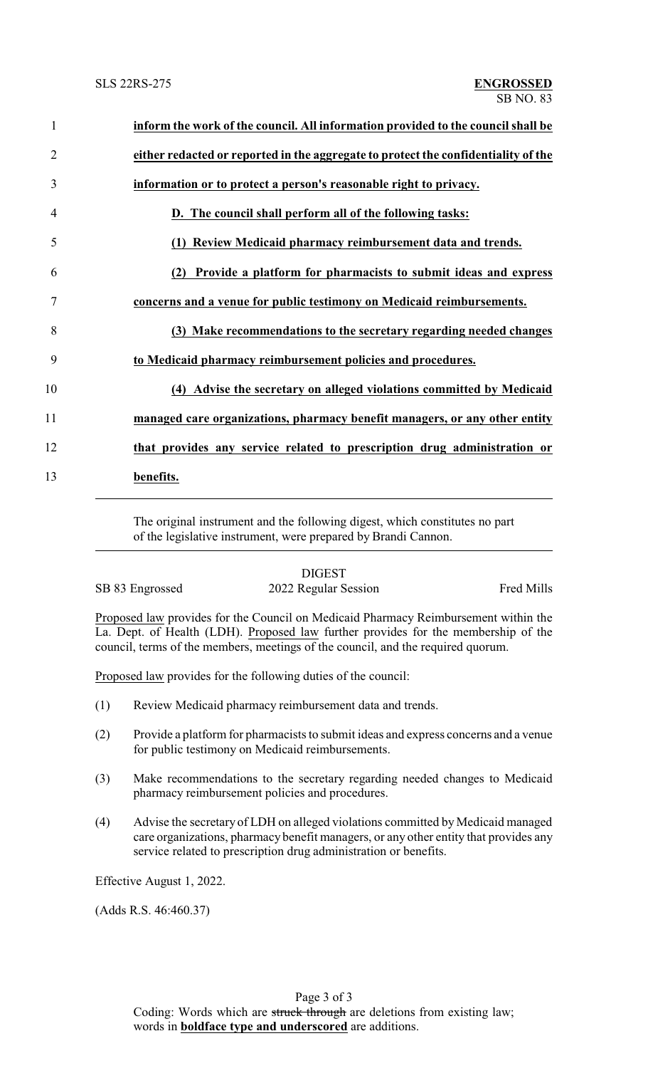**inform the work of the council. All information provided to the council shall be either redacted or reported in the aggregate to protect the confidentiality of the information or to protect a person's reasonable right to privacy.**

**D. The council shall perform all of the following tasks:**

**(1) Review Medicaid pharmacy reimbursement data and trends.**

**(2) Provide a platform for pharmacists to submit ideas and express concerns and a venue for public testimony on Medicaid reimbursements.**

**(3) Make recommendations to the secretary regarding needed changes to Medicaid pharmacy reimbursement policies and procedures.**

**(4) Advise the secretary on alleged violations committed by Medicaid managed care organizations, pharmacy benefit managers, or any other entity that provides any service related to prescription drug administration or benefits.**

---

The original instrument and the following digest, which constitutes no part of the legislative instrument, were prepared by Brandi Cannon.

---

DIGEST

SB 83 Engrossed | 2022 Regular Session | Fred Mills

Proposed law provides for the Council on Medicaid Pharmacy Reimbursement within the La. Dept. of Health (LDH). Proposed law further provides for the membership of the council, terms of the members, meetings of the council, and the required quorum.

Proposed law provides for the following duties of the council:

(1) Review Medicaid pharmacy reimbursement data and trends.

(2) Provide a platform for pharmacists to submit ideas and express concerns and a venue for public testimony on Medicaid reimbursements.

(3) Make recommendations to the secretary regarding needed changes to Medicaid pharmacy reimbursement policies and procedures.

(4) Advise the secretary of LDH on alleged violations committed by Medicaid managed care organizations, pharmacy benefit managers, or any other entity that provides any service related to prescription drug administration or benefits.

Effective August 1, 2022.

(Adds R.S. 46:460.37)

Coding: Words which are ~~struck through~~ are deletions from existing law; words in **boldface type and underscored** are additions.